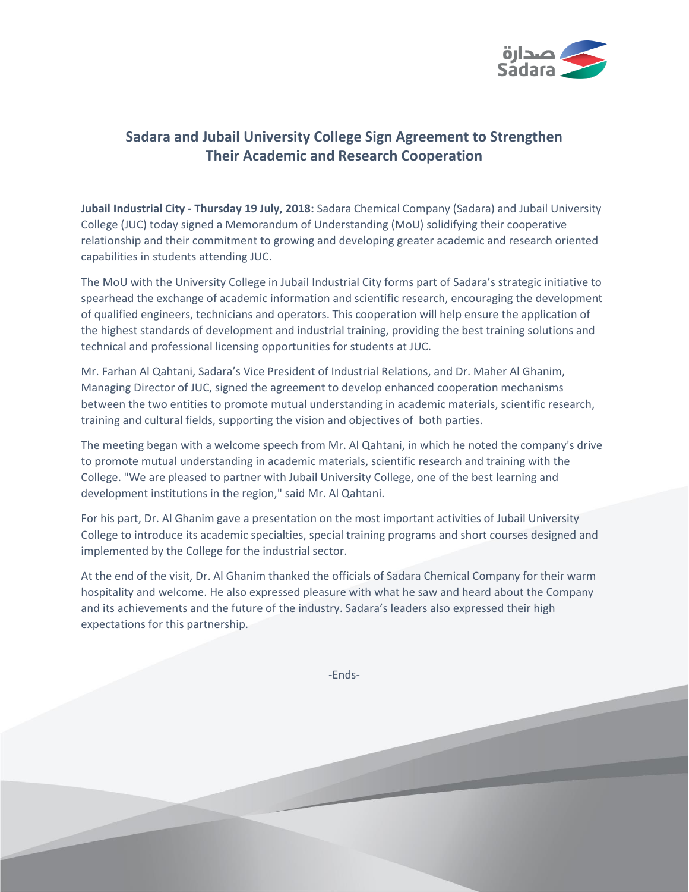# Sadara and Jubail University College Sign Agreement to Strengthen Their Academic and Research Cooperation

**Jubail Industrial City - Thursday 19 July, 2018:** Sadara Chemical Company (Sadara) and Jubail University College (JUC) today signed a Memorandum of Understanding (MoU) solidifying their cooperative relationship and their commitment to growing and developing greater academic and research oriented capabilities in students attending JUC.

The MoU with the University College in Jubail Industrial City forms part of Sadara's strategic initiative to spearhead the exchange of academic information and scientific research, encouraging the development of qualified engineers, technicians and operators. This cooperation will help ensure the application of the highest standards of development and industrial training, providing the best training solutions and technical and professional licensing opportunities for students at JUC.

Mr. Farhan Al Qahtani, Sadara's Vice President of Industrial Relations, and Dr. Maher Al Ghanim, Managing Director of JUC, signed the agreement to develop enhanced cooperation mechanisms between the two entities to promote mutual understanding in academic materials, scientific research, training and cultural fields, supporting the vision and objectives of both parties.

The meeting began with a welcome speech from Mr. Al Qahtani, in which he noted the company's drive to promote mutual understanding in academic materials, scientific research and training with the College. "We are pleased to partner with Jubail University College, one of the best learning and development institutions in the region," said Mr. Al Qahtani.

For his part, Dr. Al Ghanim gave a presentation on the most important activities of Jubail University College to introduce its academic specialties, special training programs and short courses designed and implemented by the College for the industrial sector.

At the end of the visit, Dr. Al Ghanim thanked the officials of Sadara Chemical Company for their warm hospitality and welcome. He also expressed pleasure with what he saw and heard about the Company and its achievements and the future of the industry. Sadara's leaders also expressed their high expectations for this partnership.

-Ends-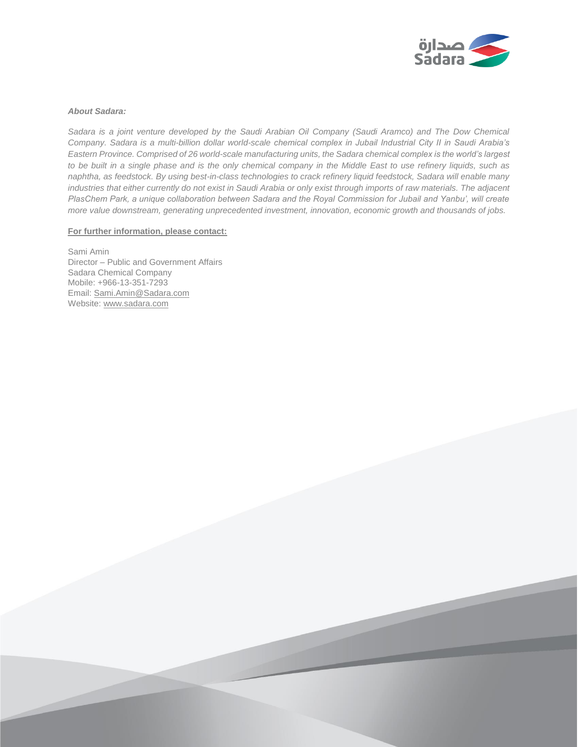***About Sadara:***

*Sadara is a joint venture developed by the Saudi Arabian Oil Company (Saudi Aramco) and The Dow Chemical Company. Sadara is a multi-billion dollar world-scale chemical complex in Jubail Industrial City II in Saudi Arabia's Eastern Province. Comprised of 26 world-scale manufacturing units, the Sadara chemical complex is the world's largest to be built in a single phase and is the only chemical company in the Middle East to use refinery liquids, such as naphtha, as feedstock. By using best-in-class technologies to crack refinery liquid feedstock, Sadara will enable many industries that either currently do not exist in Saudi Arabia or only exist through imports of raw materials. The adjacent PlasChem Park, a unique collaboration between Sadara and the Royal Commission for Jubail and Yanbu', will create more value downstream, generating unprecedented investment, innovation, economic growth and thousands of jobs.*

**For further information, please contact:**

Sami Amin
Director – Public and Government Affairs
Sadara Chemical Company
Mobile: +966-13-351-7293
Email: Sami.Amin@Sadara.com
Website: www.sadara.com